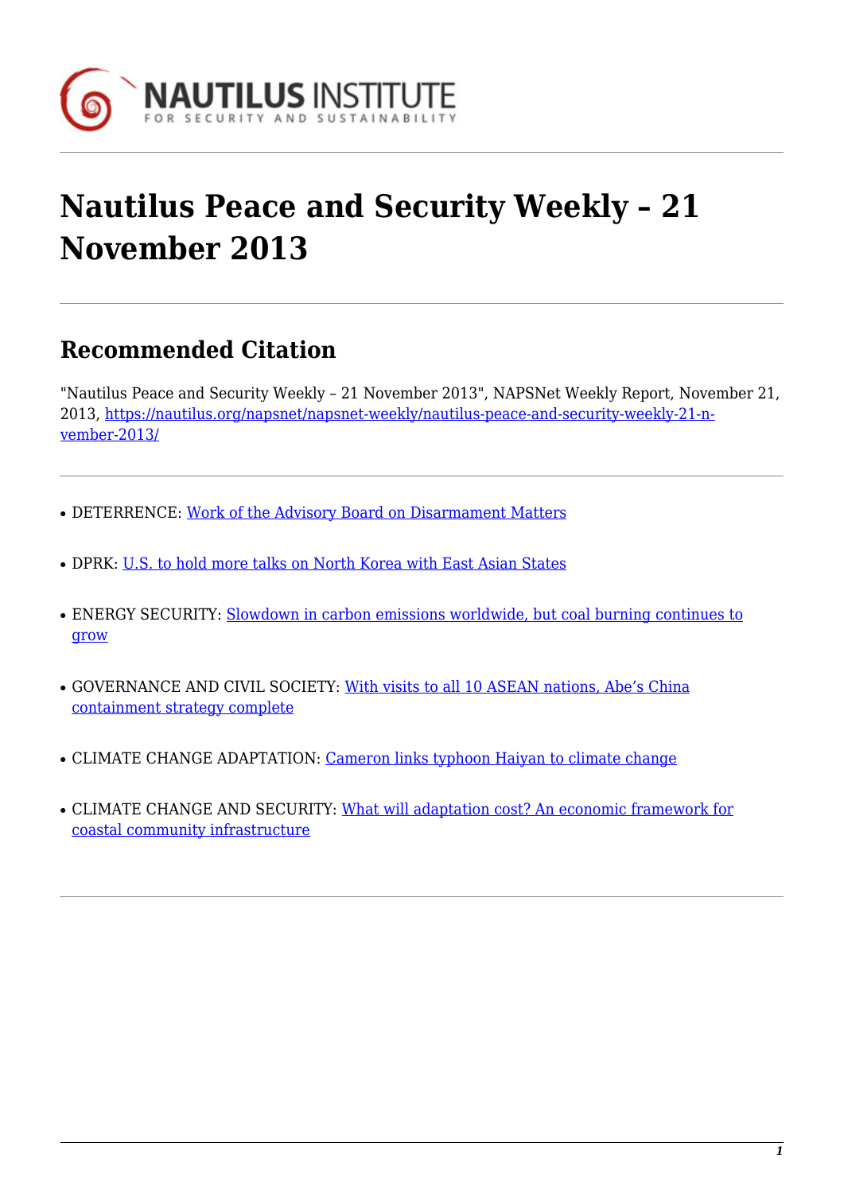# Nautilus Peace and Security Weekly – 21 November 2013

## Recommended Citation

"Nautilus Peace and Security Weekly – 21 November 2013", NAPSNet Weekly Report, November 21, 2013, https://nautilus.org/napsnet/napsnet-weekly/nautilus-peace-and-security-weekly-21-n-vember-2013/

- DETERRENCE: Work of the Advisory Board on Disarmament Matters
- DPRK: U.S. to hold more talks on North Korea with East Asian States
- ENERGY SECURITY: Slowdown in carbon emissions worldwide, but coal burning continues to grow
- GOVERNANCE AND CIVIL SOCIETY: With visits to all 10 ASEAN nations, Abe's China containment strategy complete
- CLIMATE CHANGE ADAPTATION: Cameron links typhoon Haiyan to climate change
- CLIMATE CHANGE AND SECURITY: What will adaptation cost? An economic framework for coastal community infrastructure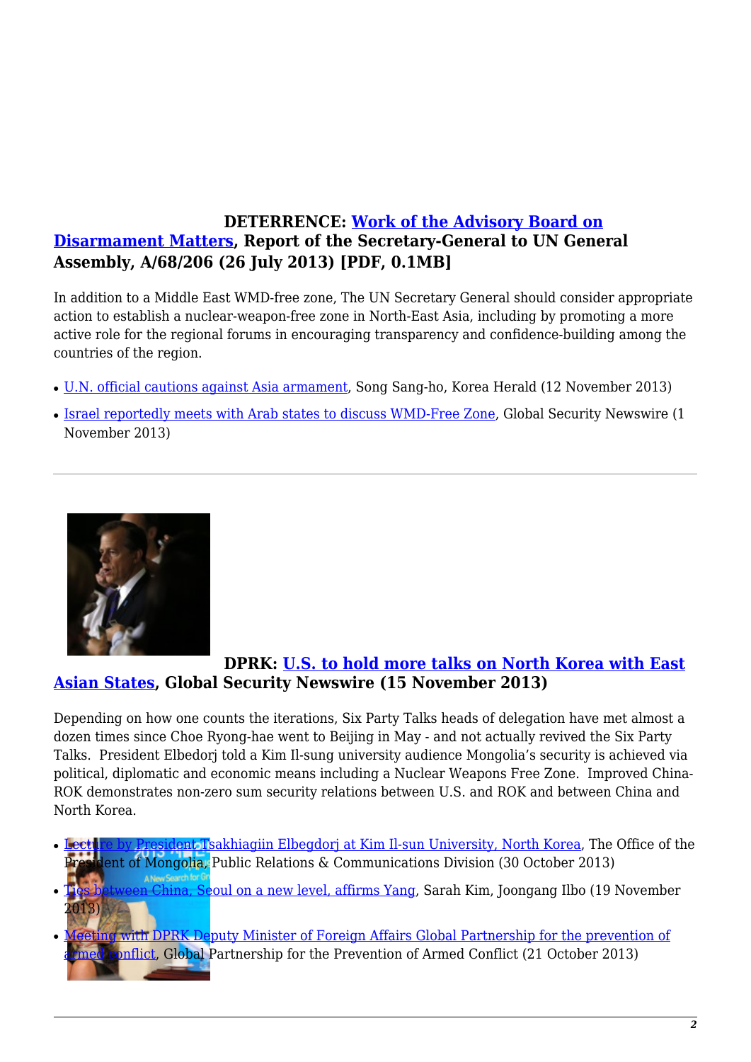**DETERRENCE: Work of the Advisory Board on Disarmament Matters, Report of the Secretary-General to UN General Assembly, A/68/206 (26 July 2013) [PDF, 0.1MB]**

In addition to a Middle East WMD-free zone, The UN Secretary General should consider appropriate action to establish a nuclear-weapon-free zone in North-East Asia, including by promoting a more active role for the regional forums in encouraging transparency and confidence-building among the countries of the region.

- U.N. official cautions against Asia armament, Song Sang-ho, Korea Herald (12 November 2013)
- Israel reportedly meets with Arab states to discuss WMD-Free Zone, Global Security Newswire (1 November 2013)

---

**DPRK: U.S. to hold more talks on North Korea with East Asian States, Global Security Newswire (15 November 2013)**

Depending on how one counts the iterations, Six Party Talks heads of delegation have met almost a dozen times since Choe Ryong-hae went to Beijing in May - and not actually revived the Six Party Talks. President Elbedorj told a Kim Il-sung university audience Mongolia's security is achieved via political, diplomatic and economic means including a Nuclear Weapons Free Zone. Improved China-ROK demonstrates non-zero sum security relations between U.S. and ROK and between China and North Korea.

- Lecture by President Tsakhiagiin Elbegdorj at Kim Il-sun University, North Korea, The Office of the President of Mongolia, Public Relations & Communications Division (30 October 2013)
- Ties between China, Seoul on a new level, affirms Yang, Sarah Kim, Joongang Ilbo (19 November 2013)
- Meeting with DPRK Deputy Minister of Foreign Affairs Global Partnership for the prevention of armed conflict, Global Partnership for the Prevention of Armed Conflict (21 October 2013)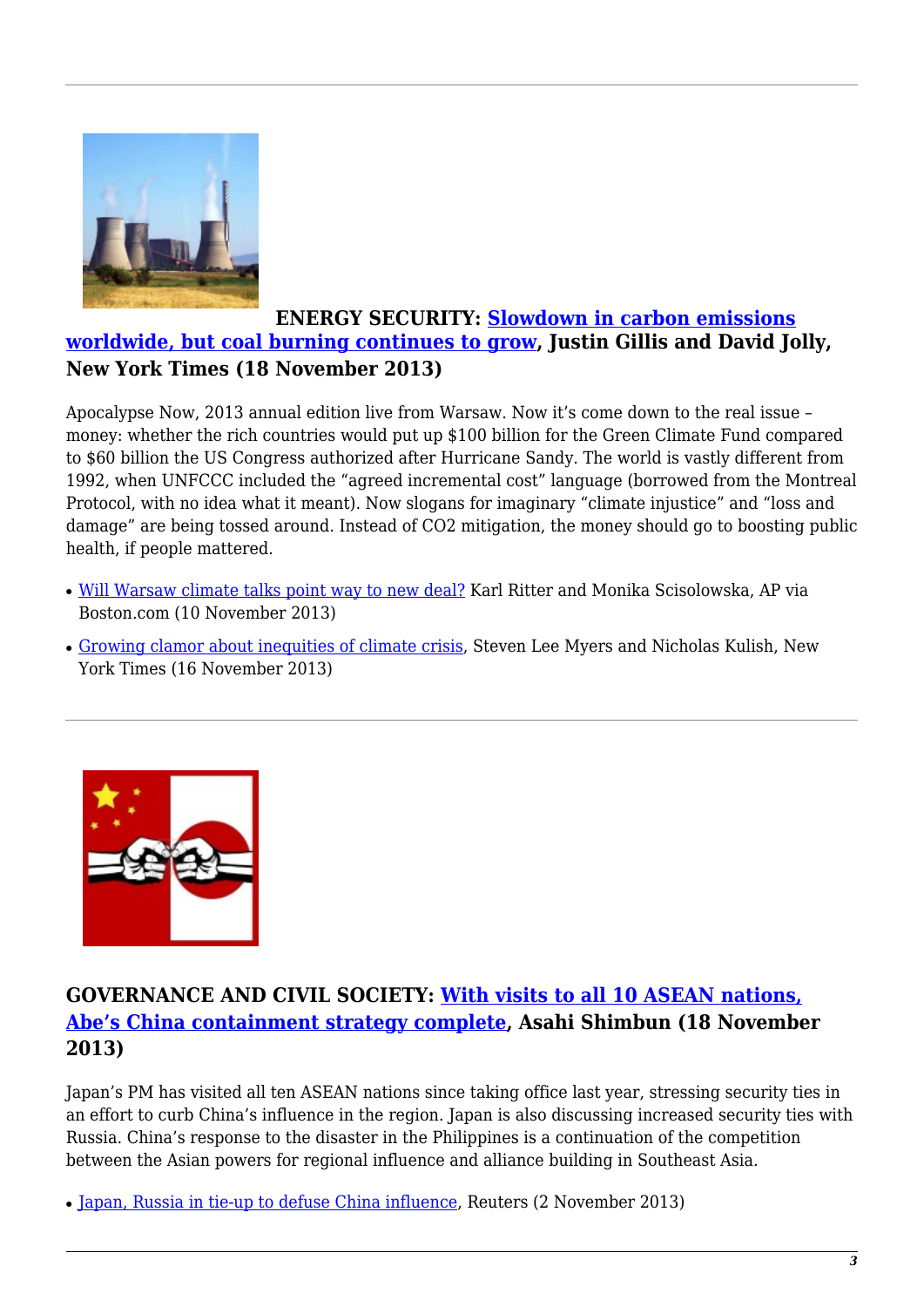**ENERGY SECURITY: Slowdown in carbon emissions worldwide, but coal burning continues to grow, Justin Gillis and David Jolly, New York Times (18 November 2013)**

Apocalypse Now, 2013 annual edition live from Warsaw. Now it's come down to the real issue – money: whether the rich countries would put up $100 billion for the Green Climate Fund compared to $60 billion the US Congress authorized after Hurricane Sandy. The world is vastly different from 1992, when UNFCCC included the "agreed incremental cost" language (borrowed from the Montreal Protocol, with no idea what it meant). Now slogans for imaginary "climate injustice" and "loss and damage" are being tossed around. Instead of CO2 mitigation, the money should go to boosting public health, if people mattered.

- Will Warsaw climate talks point way to new deal? Karl Ritter and Monika Scisolowska, AP via Boston.com (10 November 2013)
- Growing clamor about inequities of climate crisis, Steven Lee Myers and Nicholas Kulish, New York Times (16 November 2013)

---

**GOVERNANCE AND CIVIL SOCIETY: With visits to all 10 ASEAN nations, Abe's China containment strategy complete, Asahi Shimbun (18 November 2013)**

Japan's PM has visited all ten ASEAN nations since taking office last year, stressing security ties in an effort to curb China's influence in the region. Japan is also discussing increased security ties with Russia. China's response to the disaster in the Philippines is a continuation of the competition between the Asian powers for regional influence and alliance building in Southeast Asia.

- Japan, Russia in tie-up to defuse China influence, Reuters (2 November 2013)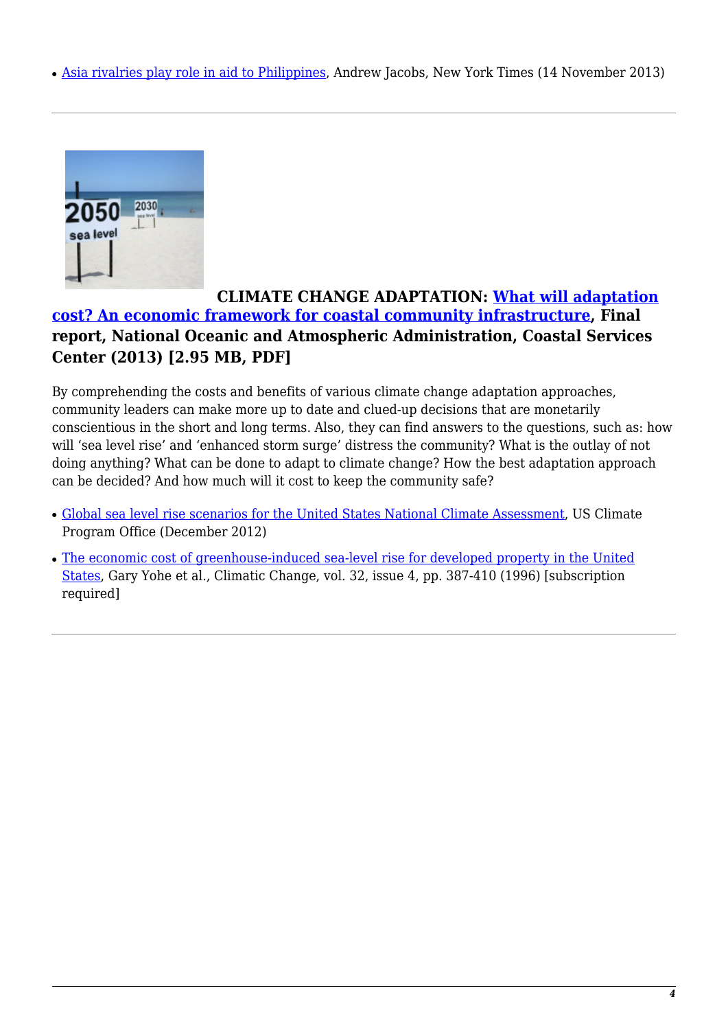- Asia rivalries play role in aid to Philippines, Andrew Jacobs, New York Times (14 November 2013)

---

**CLIMATE CHANGE ADAPTATION: What will adaptation cost? An economic framework for coastal community infrastructure, Final report, National Oceanic and Atmospheric Administration, Coastal Services Center (2013) [2.95 MB, PDF]**

By comprehending the costs and benefits of various climate change adaptation approaches, community leaders can make more up to date and clued-up decisions that are monetarily conscientious in the short and long terms. Also, they can find answers to the questions, such as: how will 'sea level rise' and 'enhanced storm surge' distress the community? What is the outlay of not doing anything? What can be done to adapt to climate change? How the best adaptation approach can be decided? And how much will it cost to keep the community safe?

- Global sea level rise scenarios for the United States National Climate Assessment, US Climate Program Office (December 2012)
- The economic cost of greenhouse-induced sea-level rise for developed property in the United States, Gary Yohe et al., Climatic Change, vol. 32, issue 4, pp. 387-410 (1996) [subscription required]

---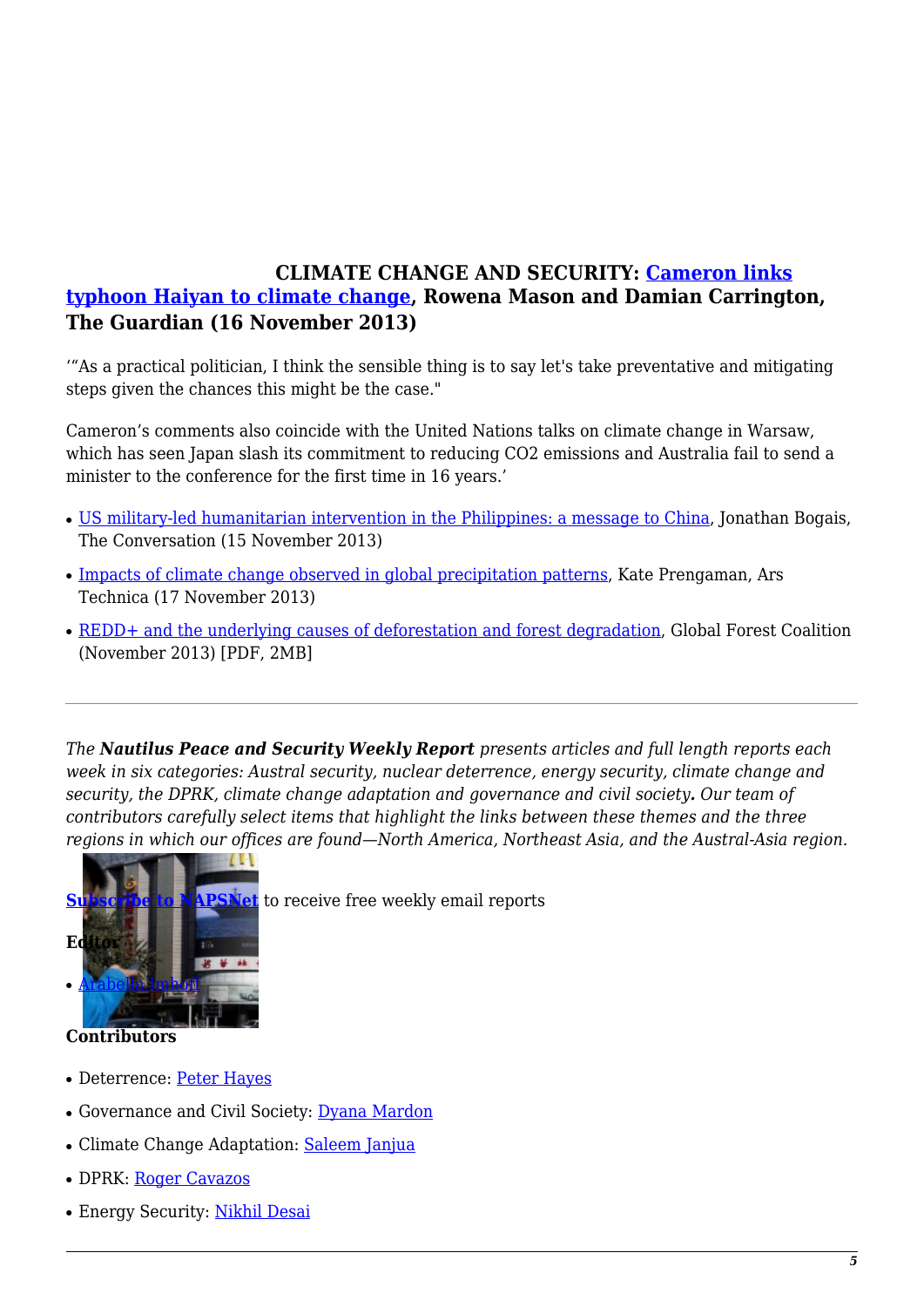**CLIMATE CHANGE AND SECURITY: Cameron links typhoon Haiyan to climate change, Rowena Mason and Damian Carrington, The Guardian (16 November 2013)**

'"As a practical politician, I think the sensible thing is to say let's take preventative and mitigating steps given the chances this might be the case."

Cameron's comments also coincide with the United Nations talks on climate change in Warsaw, which has seen Japan slash its commitment to reducing CO2 emissions and Australia fail to send a minister to the conference for the first time in 16 years.'

- US military-led humanitarian intervention in the Philippines: a message to China, Jonathan Bogais, The Conversation (15 November 2013)
- Impacts of climate change observed in global precipitation patterns, Kate Prengaman, Ars Technica (17 November 2013)
- REDD+ and the underlying causes of deforestation and forest degradation, Global Forest Coalition (November 2013) [PDF, 2MB]

---

*The **Nautilus Peace and Security Weekly Report** presents articles and full length reports each week in six categories: Austral security, nuclear deterrence, energy security, climate change and security, the DPRK, climate change adaptation and governance and civil society. Our team of contributors carefully select items that highlight the links between these themes and the three regions in which our offices are found—North America, Northeast Asia, and the Austral-Asia region.*

**Subscribe to NAPSNet** to receive free weekly email reports

**Editor**

- Arabella Imhoff

**Contributors**

- Deterrence: Peter Hayes
- Governance and Civil Society: Dyana Mardon
- Climate Change Adaptation: Saleem Janjua
- DPRK: Roger Cavazos
- Energy Security: Nikhil Desai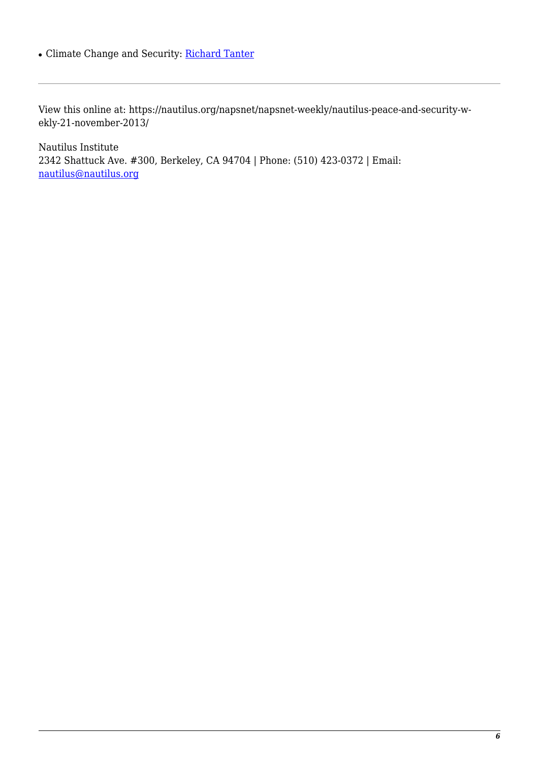- Climate Change and Security: [Richard Tanter]

---

View this online at: https://nautilus.org/napsnet/napsnet-weekly/nautilus-peace-and-security-weekly-21-november-2013/

Nautilus Institute
2342 Shattuck Ave. #300, Berkeley, CA 94704 | Phone: (510) 423-0372 | Email: nautilus@nautilus.org